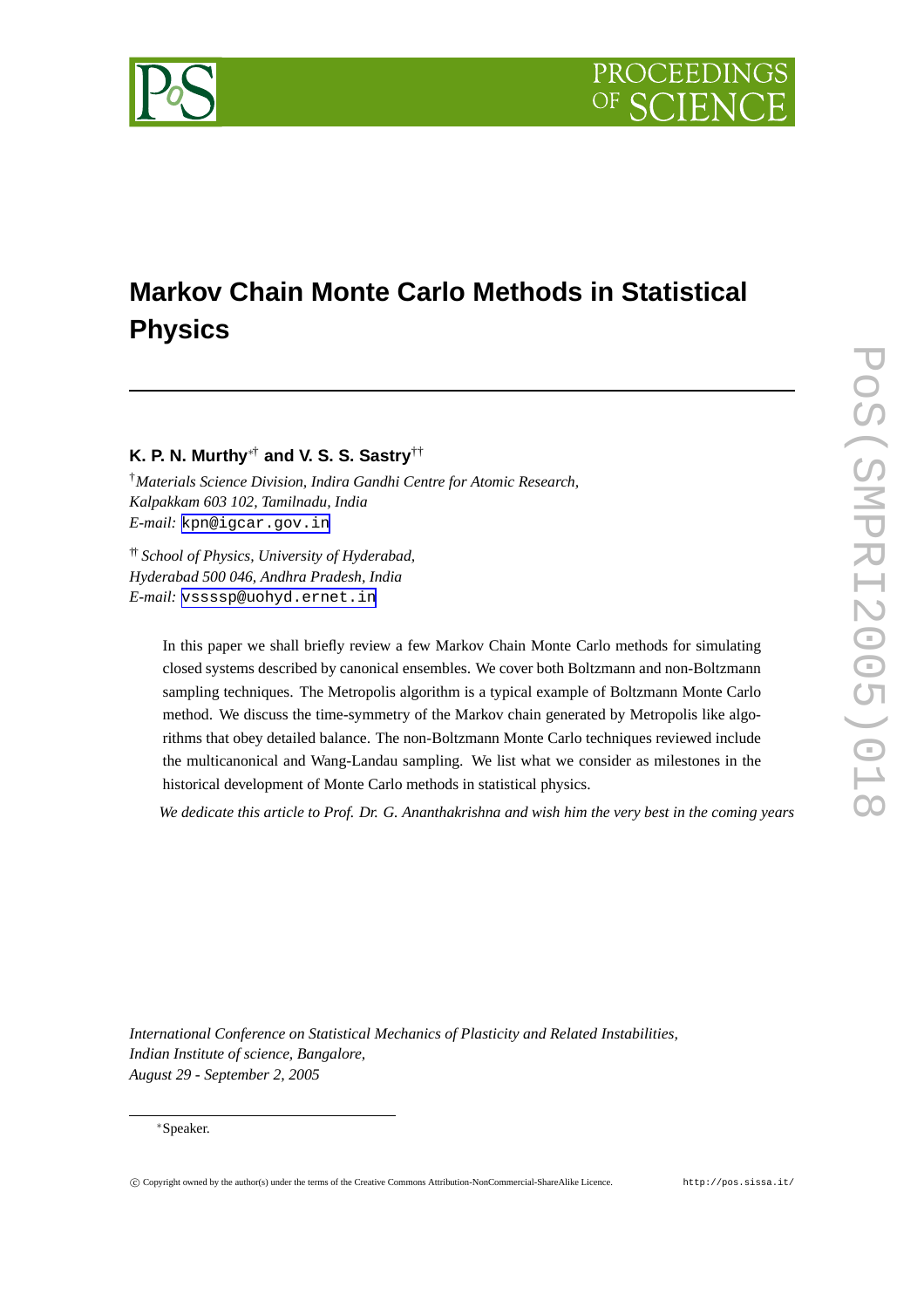# Markov Chain Monte Carlo Methods in Statistical Physics

**K. P. N. Murthy**[*†] **and V. S. S. Sastry**[††]

[†] *Materials Science Division, Indira Gandhi Centre for Atomic Research, Kalpakkam 603 102, Tamilnadu, India*
*E-mail:* kpn@igcar.gov.in

[††] *School of Physics, University of Hyderabad, Hyderabad 500 046, Andhra Pradesh, India*
*E-mail:* vssssp@uohyd.ernet.in

In this paper we shall briefly review a few Markov Chain Monte Carlo methods for simulating closed systems described by canonical ensembles. We cover both Boltzmann and non-Boltzmann sampling techniques. The Metropolis algorithm is a typical example of Boltzmann Monte Carlo method. We discuss the time-symmetry of the Markov chain generated by Metropolis like algorithms that obey detailed balance. The non-Boltzmann Monte Carlo techniques reviewed include the multicanonical and Wang-Landau sampling. We list what we consider as milestones in the historical development of Monte Carlo methods in statistical physics.

*We dedicate this article to Prof. Dr. G. Ananthakrishna and wish him the very best in the coming years*

*International Conference on Statistical Mechanics of Plasticity and Related Instabilities, Indian Institute of science, Bangalore, August 29 - September 2, 2005*

[*] Speaker.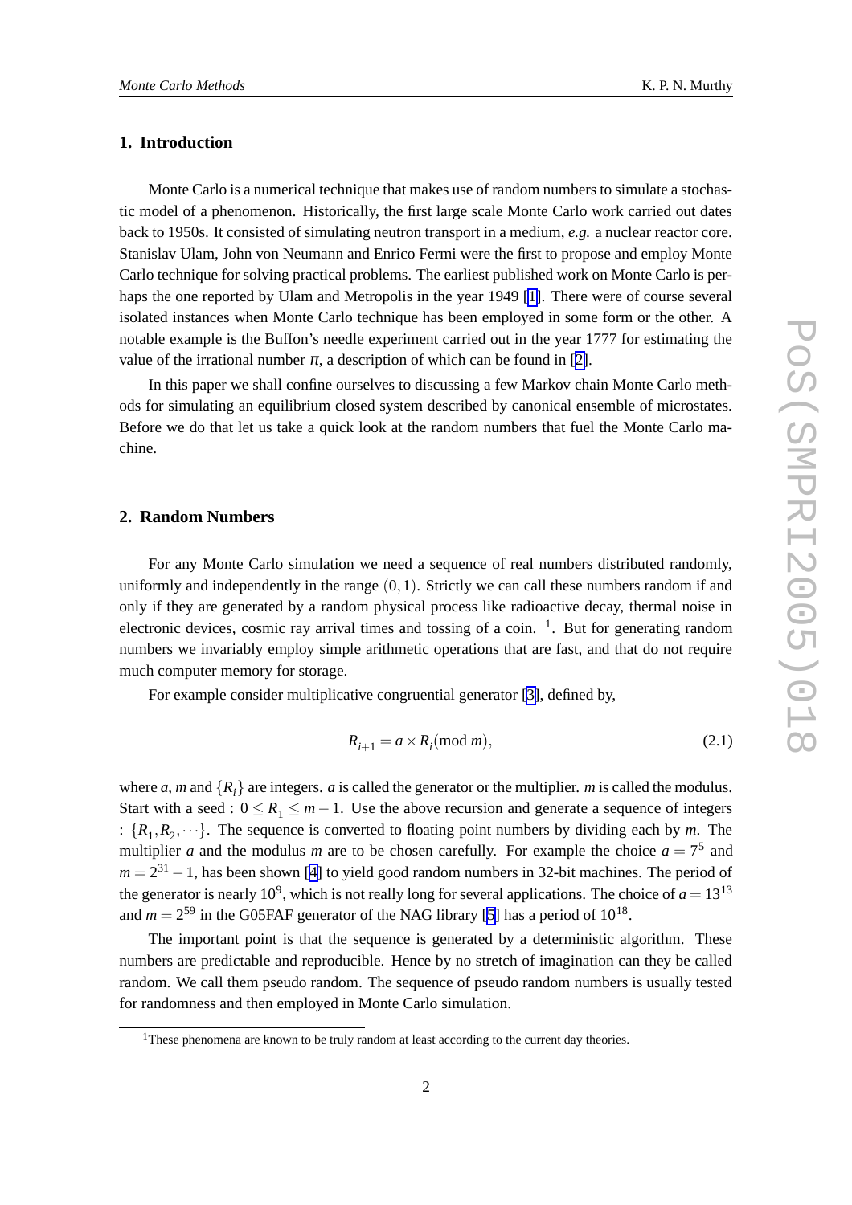## 1. Introduction

Monte Carlo is a numerical technique that makes use of random numbers to simulate a stochastic model of a phenomenon. Historically, the first large scale Monte Carlo work carried out dates back to 1950s. It consisted of simulating neutron transport in a medium, *e.g.* a nuclear reactor core. Stanislav Ulam, John von Neumann and Enrico Fermi were the first to propose and employ Monte Carlo technique for solving practical problems. The earliest published work on Monte Carlo is perhaps the one reported by Ulam and Metropolis in the year 1949 [1]. There were of course several isolated instances when Monte Carlo technique has been employed in some form or the other. A notable example is the Buffon's needle experiment carried out in the year 1777 for estimating the value of the irrational number $\pi$, a description of which can be found in [2].

In this paper we shall confine ourselves to discussing a few Markov chain Monte Carlo methods for simulating an equilibrium closed system described by canonical ensemble of microstates. Before we do that let us take a quick look at the random numbers that fuel the Monte Carlo machine.

## 2. Random Numbers

For any Monte Carlo simulation we need a sequence of real numbers distributed randomly, uniformly and independently in the range $(0,1)$. Strictly we can call these numbers random if and only if they are generated by a random physical process like radioactive decay, thermal noise in electronic devices, cosmic ray arrival times and tossing of a coin. [1]. But for generating random numbers we invariably employ simple arithmetic operations that are fast, and that do not require much computer memory for storage.

For example consider multiplicative congruential generator [3], defined by,

$$R_{i+1} = a \times R_i (\text{mod } m), \tag{2.1}$$

where $a$, $m$ and $\{R_i\}$ are integers. $a$ is called the generator or the multiplier. $m$ is called the modulus. Start with a seed : $0 \le R_1 \le m-1$. Use the above recursion and generate a sequence of integers : $\{R_1, R_2, \cdots\}$. The sequence is converted to floating point numbers by dividing each by $m$. The multiplier $a$ and the modulus $m$ are to be chosen carefully. For example the choice $a = 7^5$ and $m = 2^{31} - 1$, has been shown [4] to yield good random numbers in 32-bit machines. The period of the generator is nearly $10^9$, which is not really long for several applications. The choice of $a = 13^{13}$ and $m = 2^{59}$ in the G05FAF generator of the NAG library [5] has a period of $10^{18}$.

The important point is that the sequence is generated by a deterministic algorithm. These numbers are predictable and reproducible. Hence by no stretch of imagination can they be called random. We call them pseudo random. The sequence of pseudo random numbers is usually tested for randomness and then employed in Monte Carlo simulation.

---

[1] These phenomena are known to be truly random at least according to the current day theories.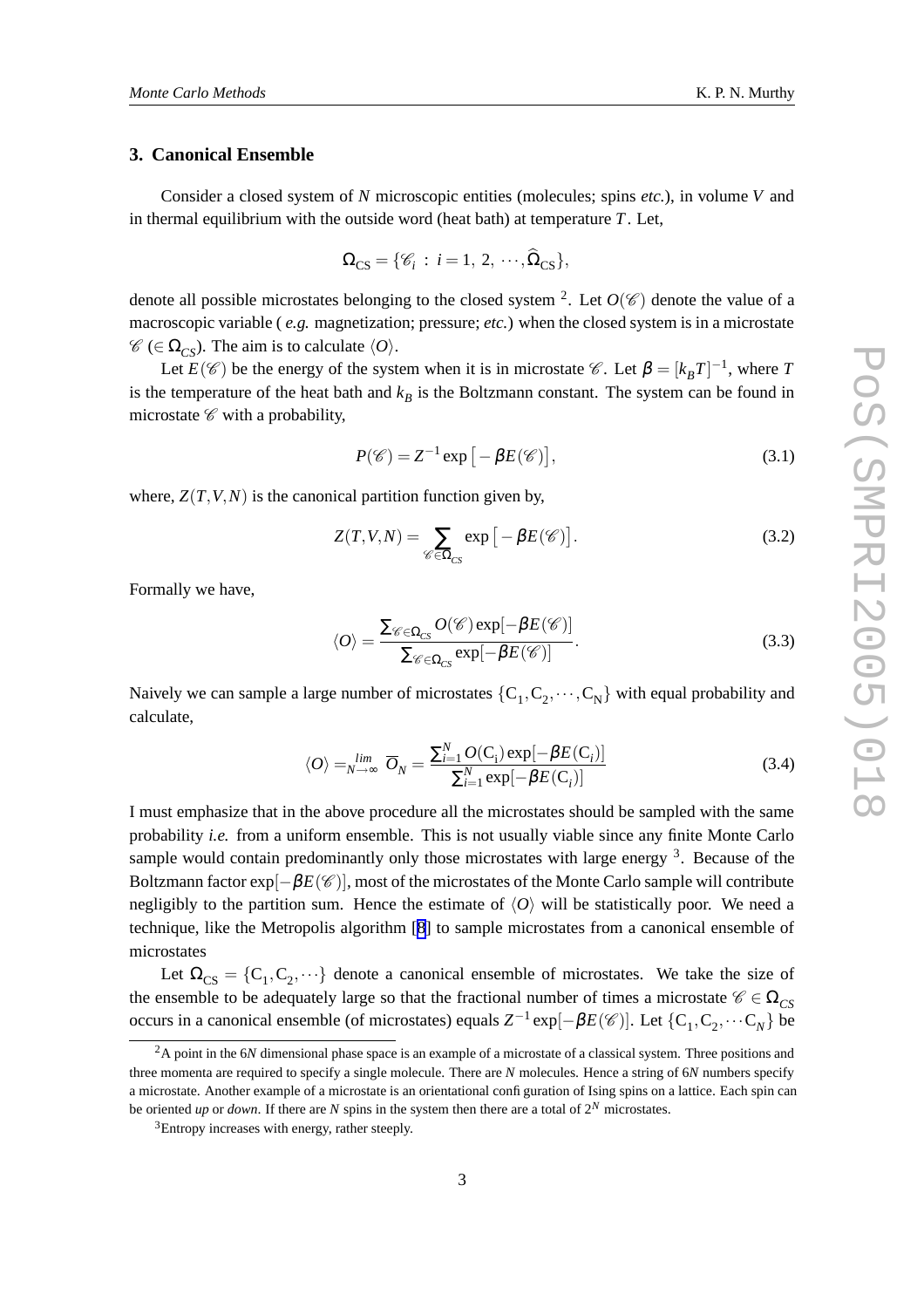## 3. Canonical Ensemble

Consider a closed system of $N$ microscopic entities (molecules; spins *etc.*), in volume $V$ and in thermal equilibrium with the outside word (heat bath) at temperature $T$. Let,

$$\Omega_{\rm CS} = \{\mathscr{C}_i \, : \, i = 1,\, 2,\, \cdots, \widehat{\Omega}_{\rm CS}\},$$

denote all possible microstates belonging to the closed system [2]. Let $O(\mathscr{C})$ denote the value of a macroscopic variable ( *e.g.* magnetization; pressure; *etc.*) when the closed system is in a microstate $\mathscr{C}$ ($\in \Omega_{CS}$). The aim is to calculate $\langle O \rangle$.

Let $E(\mathscr{C})$ be the energy of the system when it is in microstate $\mathscr{C}$. Let $\beta = [k_B T]^{-1}$, where $T$ is the temperature of the heat bath and $k_B$ is the Boltzmann constant. The system can be found in microstate $\mathscr{C}$ with a probability,

$$P(\mathscr{C}) = Z^{-1} \exp\left[-\beta E(\mathscr{C})\right], \tag{3.1}$$

where, $Z(T,V,N)$ is the canonical partition function given by,

$$Z(T,V,N) = \sum_{\mathscr{C} \in \Omega_{CS}} \exp\left[-\beta E(\mathscr{C})\right]. \tag{3.2}$$

Formally we have,

$$\langle O \rangle = \frac{\sum_{\mathscr{C} \in \Omega_{CS}} O(\mathscr{C}) \exp[-\beta E(\mathscr{C})]}{\sum_{\mathscr{C} \in \Omega_{CS}} \exp[-\beta E(\mathscr{C})]}. \tag{3.3}$$

Naively we can sample a large number of microstates $\{\mathrm{C}_1, \mathrm{C}_2, \cdots, \mathrm{C}_{\mathrm{N}}\}$ with equal probability and calculate,

$$\langle O \rangle =_{N \to \infty}^{lim} \; \overline{O}_N = \frac{\sum_{i=1}^{N} O(\mathrm{C}_{\mathrm{i}}) \exp[-\beta E(\mathrm{C}_i)]}{\sum_{i=1}^{N} \exp[-\beta E(\mathrm{C}_i)]} \tag{3.4}$$

I must emphasize that in the above procedure all the microstates should be sampled with the same probability *i.e.* from a uniform ensemble. This is not usually viable since any finite Monte Carlo sample would contain predominantly only those microstates with large energy [3]. Because of the Boltzmann factor $\exp[-\beta E(\mathscr{C})]$, most of the microstates of the Monte Carlo sample will contribute negligibly to the partition sum. Hence the estimate of $\langle O \rangle$ will be statistically poor. We need a technique, like the Metropolis algorithm [8] to sample microstates from a canonical ensemble of microstates

Let $\Omega_{\rm CS} = \{\mathrm{C}_1, \mathrm{C}_2, \cdots\}$ denote a canonical ensemble of microstates. We take the size of the ensemble to be adequately large so that the fractional number of times a microstate $\mathscr{C} \in \Omega_{CS}$ occurs in a canonical ensemble (of microstates) equals $Z^{-1} \exp[-\beta E(\mathscr{C})]$. Let $\{\mathrm{C}_1, \mathrm{C}_2, \cdots \mathrm{C}_N\}$ be

---

[2] A point in the $6N$ dimensional phase space is an example of a microstate of a classical system. Three positions and three momenta are required to specify a single molecule. There are $N$ molecules. Hence a string of $6N$ numbers specify a microstate. Another example of a microstate is an orientational configuration of Ising spins on a lattice. Each spin can be oriented *up* or *down*. If there are $N$ spins in the system then there are a total of $2^N$ microstates.

[3] Entropy increases with energy, rather steeply.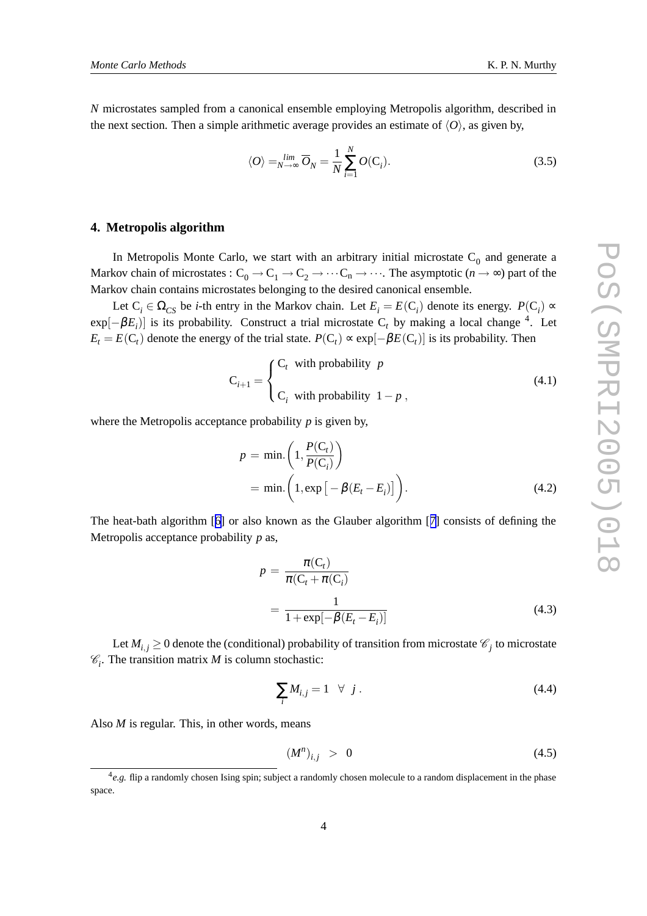$N$ microstates sampled from a canonical ensemble employing Metropolis algorithm, described in the next section. Then a simple arithmetic average provides an estimate of $\langle O \rangle$, as given by,

$$\langle O \rangle =_{N \to \infty}^{lim} \overline{O}_N = \frac{1}{N} \sum_{i=1}^{N} O(\mathrm{C}_i). \tag{3.5}$$

## 4. Metropolis algorithm

In Metropolis Monte Carlo, we start with an arbitrary initial microstate $\mathrm{C}_0$ and generate a Markov chain of microstates : $\mathrm{C}_0 \to \mathrm{C}_1 \to \mathrm{C}_2 \to \cdots \mathrm{C_n} \to \cdots$. The asymptotic ($n \to \infty$) part of the Markov chain contains microstates belonging to the desired canonical ensemble.

Let $\mathrm{C}_i \in \Omega_{CS}$ be $i$-th entry in the Markov chain. Let $E_i = E(\mathrm{C}_i)$ denote its energy. $P(\mathrm{C}_i) \propto \exp[-\beta E_i)]$ is its probability. Construct a trial microstate $\mathrm{C}_t$ by making a local change [4]. Let $E_t = E(\mathrm{C}_t)$ denote the energy of the trial state. $P(\mathrm{C}_t) \propto \exp[-\beta E(\mathrm{C}_t)]$ is its probability. Then

$$\mathrm{C}_{i+1} = \begin{cases} \mathrm{C}_t \ \text{ with probability } \ p \\ \\ \mathrm{C}_i \ \text{ with probability } \ 1-p \ , \end{cases} \tag{4.1}$$

where the Metropolis acceptance probability $p$ is given by,

$$\begin{aligned} p &= \min.\left(1, \frac{P(\mathrm{C}_t)}{P(\mathrm{C}_i)}\right) \\ &= \min.\left(1, \exp\left[-\beta(E_t - E_i)\right]\right). \end{aligned} \tag{4.2}$$

The heat-bath algorithm [6] or also known as the Glauber algorithm [7] consists of defining the Metropolis acceptance probability $p$ as,

$$\begin{aligned} p &= \frac{\pi(\mathrm{C}_t)}{\pi(\mathrm{C}_t + \pi(\mathrm{C}_i)} \\ &= \frac{1}{1+\exp[-\beta(E_t - E_i)]} \end{aligned} \tag{4.3}$$

Let $M_{i,j} \geq 0$ denote the (conditional) probability of transition from microstate $\mathscr{C}_j$ to microstate $\mathscr{C}_i$. The transition matrix $M$ is column stochastic:

$$\sum_i M_{i,j} = 1 \ \ \forall \ \ j \ . \tag{4.4}$$

Also $M$ is regular. This, in other words, means

$$(M^n)_{i,j} \ > \ 0 \tag{4.5}$$

[4] *e.g.* flip a randomly chosen Ising spin; subject a randomly chosen molecule to a random displacement in the phase space.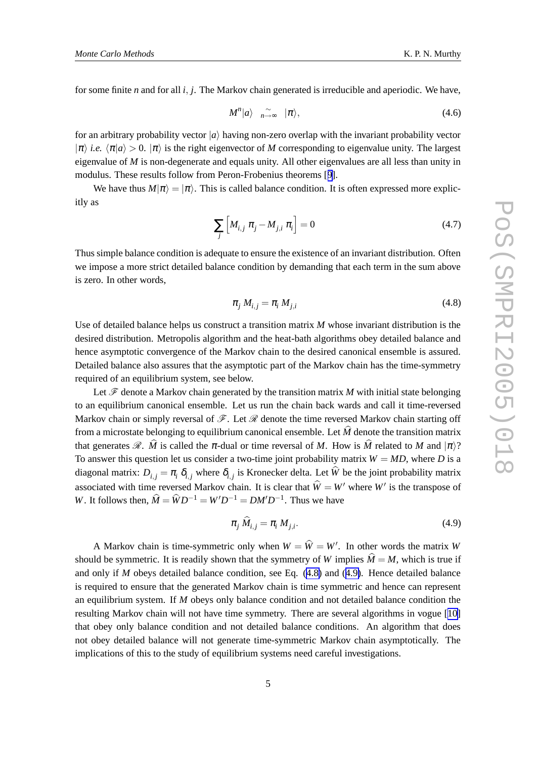for some finite $n$ and for all $i, j$. The Markov chain generated is irreducible and aperiodic. We have,

$$M^n|a\rangle \underset{n\to\infty}{\sim} |\pi\rangle, \tag{4.6}$$

for an arbitrary probability vector $|a\rangle$ having non-zero overlap with the invariant probability vector $|\pi\rangle$ *i.e.* $\langle\pi|a\rangle > 0$. $|\pi\rangle$ is the right eigenvector of $M$ corresponding to eigenvalue unity. The largest eigenvalue of $M$ is non-degenerate and equals unity. All other eigenvalues are all less than unity in modulus. These results follow from Peron-Frobenius theorems [9].

We have thus $M|\pi\rangle = |\pi\rangle$. This is called balance condition. It is often expressed more explicitly as

$$\sum_j \left[ M_{i,j}\, \pi_j - M_{j,i}\, \pi_i \right] = 0 \tag{4.7}$$

Thus simple balance condition is adequate to ensure the existence of an invariant distribution. Often we impose a more strict detailed balance condition by demanding that each term in the sum above is zero. In other words,

$$\pi_j\, M_{i,j} = \pi_i\, M_{j,i} \tag{4.8}$$

Use of detailed balance helps us construct a transition matrix $M$ whose invariant distribution is the desired distribution. Metropolis algorithm and the heat-bath algorithms obey detailed balance and hence asymptotic convergence of the Markov chain to the desired canonical ensemble is assured. Detailed balance also assures that the asymptotic part of the Markov chain has the time-symmetry required of an equilibrium system, see below.

Let $\mathscr{F}$ denote a Markov chain generated by the transition matrix $M$ with initial state belonging to an equilibrium canonical ensemble. Let us run the chain back wards and call it time-reversed Markov chain or simply reversal of $\mathscr{F}$. Let $\mathscr{R}$ denote the time reversed Markov chain starting off from a microstate belonging to equilibrium canonical ensemble. Let $\widehat{M}$ denote the transition matrix that generates $\mathscr{R}$. $\widehat{M}$ is called the $\pi$-dual or time reversal of $M$. How is $\widehat{M}$ related to $M$ and $|\pi\rangle$? To answer this question let us consider a two-time joint probability matrix $W = MD$, where $D$ is a diagonal matrix: $D_{i,j} = \pi_i\, \delta_{i,j}$ where $\delta_{i,j}$ is Kronecker delta. Let $\widehat{W}$ be the joint probability matrix associated with time reversed Markov chain. It is clear that $\widehat{W} = W'$ where $W'$ is the transpose of $W$. It follows then, $\widehat{M} = \widehat{W}D^{-1} = W'D^{-1} = DM'D^{-1}$. Thus we have

$$\pi_j\, \widehat{M}_{i,j} = \pi_i\, M_{j,i}. \tag{4.9}$$

A Markov chain is time-symmetric only when $W = \widehat{W} = W'$. In other words the matrix $W$ should be symmetric. It is readily shown that the symmetry of $W$ implies $\widehat{M} = M$, which is true if and only if $M$ obeys detailed balance condition, see Eq. (4.8) and (4.9). Hence detailed balance is required to ensure that the generated Markov chain is time symmetric and hence can represent an equilibrium system. If $M$ obeys only balance condition and not detailed balance condition the resulting Markov chain will not have time symmetry. There are several algorithms in vogue [10] that obey only balance condition and not detailed balance conditions. An algorithm that does not obey detailed balance will not generate time-symmetric Markov chain asymptotically. The implications of this to the study of equilibrium systems need careful investigations.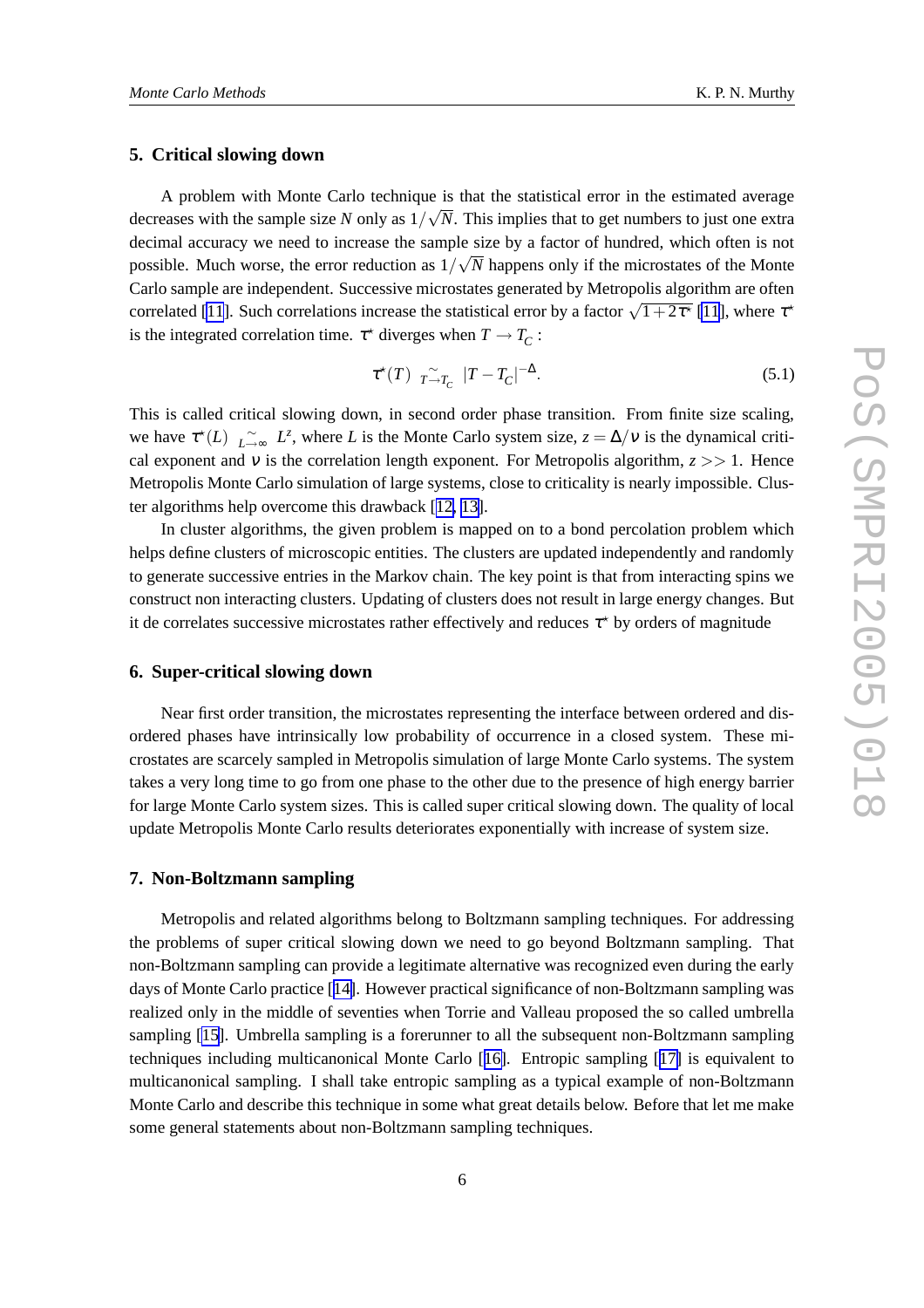## 5. Critical slowing down

A problem with Monte Carlo technique is that the statistical error in the estimated average decreases with the sample size $N$ only as $1/\sqrt{N}$. This implies that to get numbers to just one extra decimal accuracy we need to increase the sample size by a factor of hundred, which often is not possible. Much worse, the error reduction as $1/\sqrt{N}$ happens only if the microstates of the Monte Carlo sample are independent. Successive microstates generated by Metropolis algorithm are often correlated [11]. Such correlations increase the statistical error by a factor $\sqrt{1+2\tau^\star}$ [11], where $\tau^\star$ is the integrated correlation time. $\tau^\star$ diverges when $T \to T_C$ :

$$\tau^\star(T) \underset{T \to T_C}{\sim} |T - T_C|^{-\Delta}. \tag{5.1}$$

This is called critical slowing down, in second order phase transition. From finite size scaling, we have $\tau^\star(L) \underset{L \to \infty}{\sim} L^z$, where $L$ is the Monte Carlo system size, $z = \Delta/\nu$ is the dynamical critical exponent and $\nu$ is the correlation length exponent. For Metropolis algorithm, $z >> 1$. Hence Metropolis Monte Carlo simulation of large systems, close to criticality is nearly impossible. Cluster algorithms help overcome this drawback [12, 13].

In cluster algorithms, the given problem is mapped on to a bond percolation problem which helps define clusters of microscopic entities. The clusters are updated independently and randomly to generate successive entries in the Markov chain. The key point is that from interacting spins we construct non interacting clusters. Updating of clusters does not result in large energy changes. But it de correlates successive microstates rather effectively and reduces $\tau^\star$ by orders of magnitude

## 6. Super-critical slowing down

Near first order transition, the microstates representing the interface between ordered and disordered phases have intrinsically low probability of occurrence in a closed system. These microstates are scarcely sampled in Metropolis simulation of large Monte Carlo systems. The system takes a very long time to go from one phase to the other due to the presence of high energy barrier for large Monte Carlo system sizes. This is called super critical slowing down. The quality of local update Metropolis Monte Carlo results deteriorates exponentially with increase of system size.

## 7. Non-Boltzmann sampling

Metropolis and related algorithms belong to Boltzmann sampling techniques. For addressing the problems of super critical slowing down we need to go beyond Boltzmann sampling. That non-Boltzmann sampling can provide a legitimate alternative was recognized even during the early days of Monte Carlo practice [14]. However practical significance of non-Boltzmann sampling was realized only in the middle of seventies when Torrie and Valleau proposed the so called umbrella sampling [15]. Umbrella sampling is a forerunner to all the subsequent non-Boltzmann sampling techniques including multicanonical Monte Carlo [16]. Entropic sampling [17] is equivalent to multicanonical sampling. I shall take entropic sampling as a typical example of non-Boltzmann Monte Carlo and describe this technique in some what great details below. Before that let me make some general statements about non-Boltzmann sampling techniques.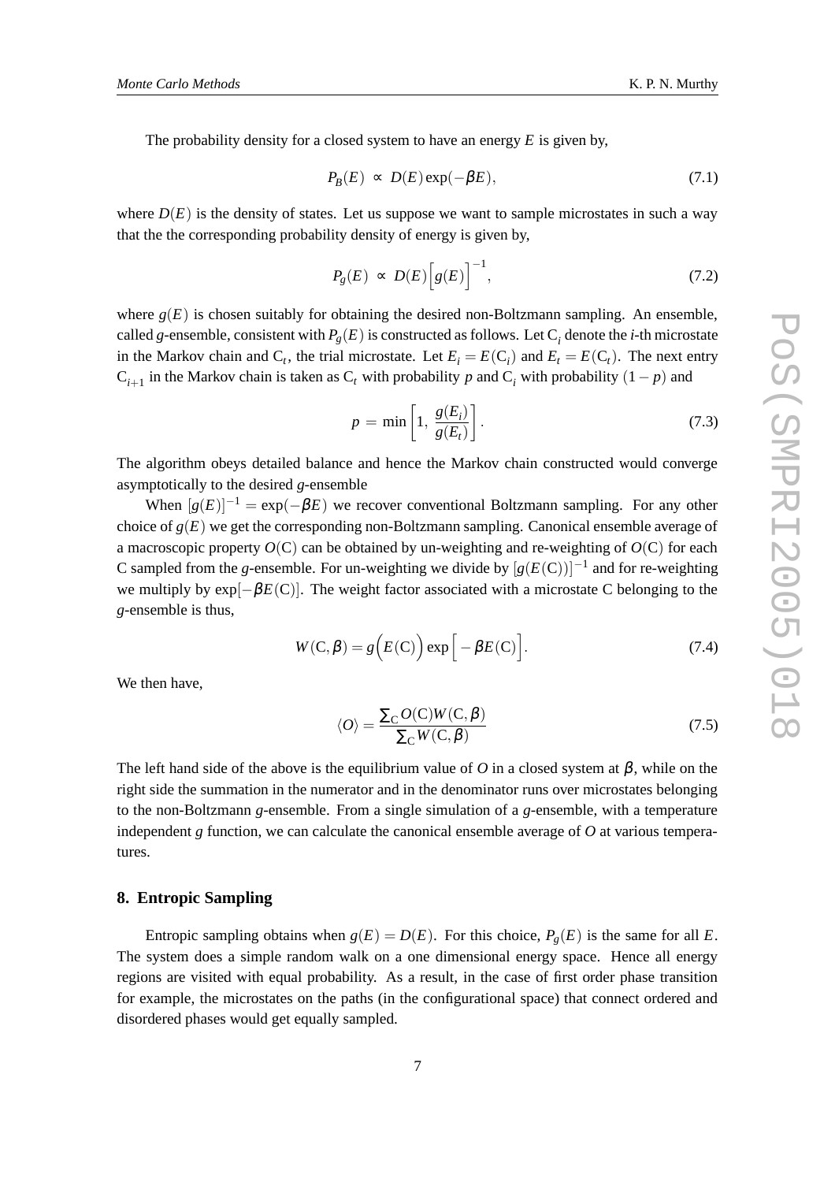The probability density for a closed system to have an energy $E$ is given by,

$$P_B(E) \propto D(E) \exp(-\beta E), \tag{7.1}$$

where $D(E)$ is the density of states. Let us suppose we want to sample microstates in such a way that the the corresponding probability density of energy is given by,

$$P_g(E) \propto D(E) \Big[ g(E) \Big]^{-1}, \tag{7.2}$$

where $g(E)$ is chosen suitably for obtaining the desired non-Boltzmann sampling. An ensemble, called $g$-ensemble, consistent with $P_g(E)$ is constructed as follows. Let $\mathrm{C}_i$ denote the $i$-th microstate in the Markov chain and $\mathrm{C}_t$, the trial microstate. Let $E_i = E(\mathrm{C}_i)$ and $E_t = E(\mathrm{C}_t)$. The next entry $\mathrm{C}_{i+1}$ in the Markov chain is taken as $\mathrm{C}_t$ with probability $p$ and $\mathrm{C}_i$ with probability $(1-p)$ and

$$p = \min \left[ 1, \; \frac{g(E_i)}{g(E_t)} \right]. \tag{7.3}$$

The algorithm obeys detailed balance and hence the Markov chain constructed would converge asymptotically to the desired $g$-ensemble

When $[g(E)]^{-1} = \exp(-\beta E)$ we recover conventional Boltzmann sampling. For any other choice of $g(E)$ we get the corresponding non-Boltzmann sampling. Canonical ensemble average of a macroscopic property $O(\mathrm{C})$ can be obtained by un-weighting and re-weighting of $O(\mathrm{C})$ for each C sampled from the $g$-ensemble. For un-weighting we divide by $[g(E(\mathrm{C}))]^{-1}$ and for re-weighting we multiply by $\exp[-\beta E(\mathrm{C})]$. The weight factor associated with a microstate C belonging to the $g$-ensemble is thus,

$$W(\mathrm{C}, \beta) = g\Big(E(\mathrm{C})\Big) \exp\Big[ -\beta E(\mathrm{C}) \Big]. \tag{7.4}$$

We then have,

$$\langle O \rangle = \frac{\sum_{\mathrm{C}} O(\mathrm{C}) W(\mathrm{C}, \beta)}{\sum_{\mathrm{C}} W(\mathrm{C}, \beta)} \tag{7.5}$$

The left hand side of the above is the equilibrium value of $O$ in a closed system at $\beta$, while on the right side the summation in the numerator and in the denominator runs over microstates belonging to the non-Boltzmann $g$-ensemble. From a single simulation of a $g$-ensemble, with a temperature independent $g$ function, we can calculate the canonical ensemble average of $O$ at various temperatures.

## 8. Entropic Sampling

Entropic sampling obtains when $g(E) = D(E)$. For this choice, $P_g(E)$ is the same for all $E$. The system does a simple random walk on a one dimensional energy space. Hence all energy regions are visited with equal probability. As a result, in the case of first order phase transition for example, the microstates on the paths (in the configurational space) that connect ordered and disordered phases would get equally sampled.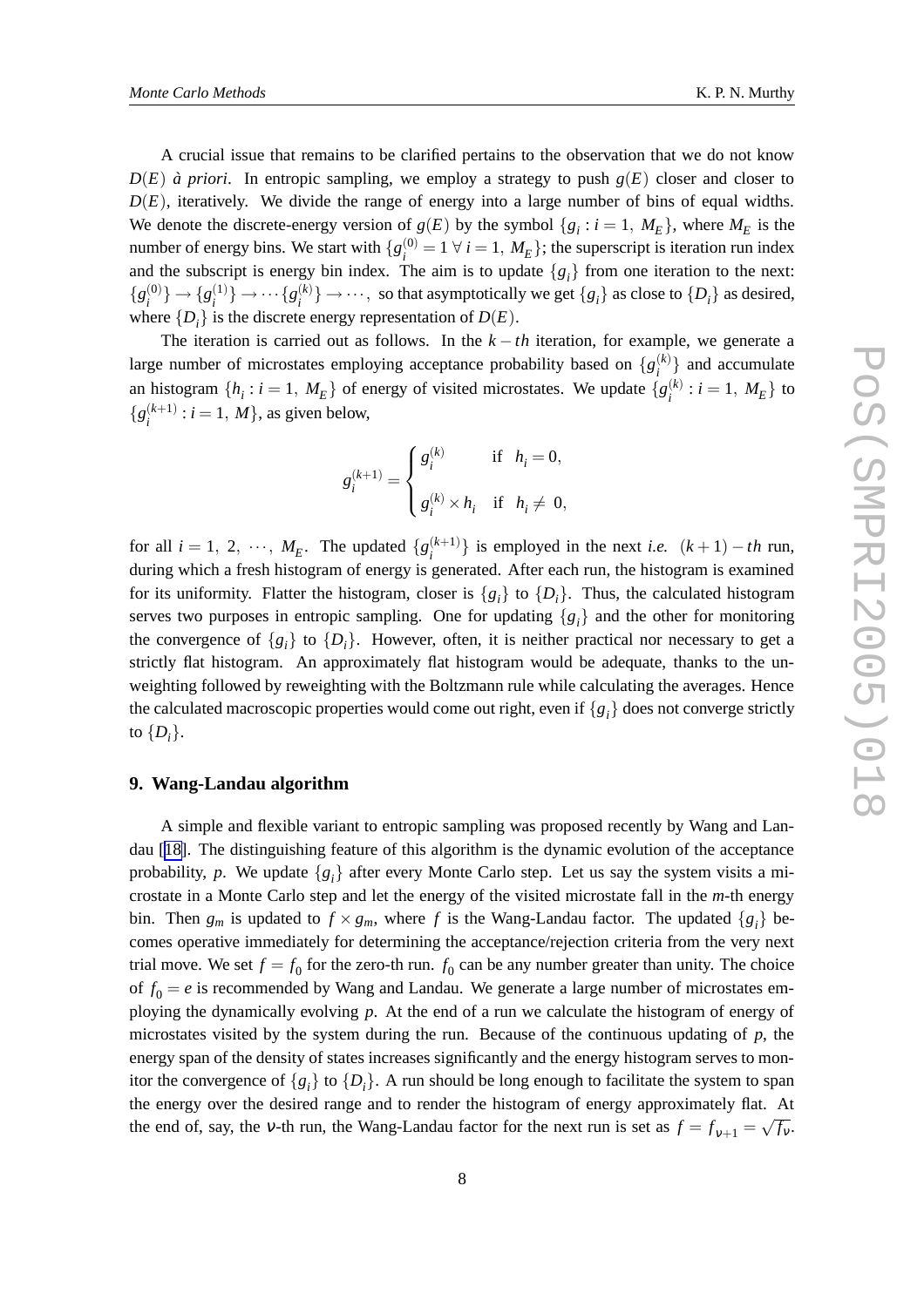A crucial issue that remains to be clarified pertains to the observation that we do not know $D(E)$ *à priori*. In entropic sampling, we employ a strategy to push $g(E)$ closer and closer to $D(E)$, iteratively. We divide the range of energy into a large number of bins of equal widths. We denote the discrete-energy version of $g(E)$ by the symbol $\{g_i : i = 1,\ M_E\}$, where $M_E$ is the number of energy bins. We start with $\{g_i^{(0)} = 1 \ \forall \ i = 1,\ M_E\}$; the superscript is iteration run index and the subscript is energy bin index. The aim is to update $\{g_i\}$ from one iteration to the next: $\{g_i^{(0)}\} \rightarrow \{g_i^{(1)}\} \rightarrow \cdots \{g_i^{(k)}\} \rightarrow \cdots$, so that asymptotically we get $\{g_i\}$ as close to $\{D_i\}$ as desired, where $\{D_i\}$ is the discrete energy representation of $D(E)$.

The iteration is carried out as follows. In the $k-th$ iteration, for example, we generate a large number of microstates employing acceptance probability based on $\{g_i^{(k)}\}$ and accumulate an histogram $\{h_i : i = 1,\ M_E\}$ of energy of visited microstates. We update $\{g_i^{(k)} : i = 1,\ M_E\}$ to $\{g_i^{(k+1)} : i = 1,\ M\}$, as given below,

$$
g_i^{(k+1)} = \begin{cases} g_i^{(k)} & \text{if} \quad h_i = 0, \\ \\ g_i^{(k)} \times h_i & \text{if} \quad h_i \neq \ 0, \end{cases}
$$

for all $i = 1,\ 2,\ \cdots,\ M_E$. The updated $\{g_i^{(k+1)}\}$ is employed in the next *i.e.* $(k+1)-th$ run, during which a fresh histogram of energy is generated. After each run, the histogram is examined for its uniformity. Flatter the histogram, closer is $\{g_i\}$ to $\{D_i\}$. Thus, the calculated histogram serves two purposes in entropic sampling. One for updating $\{g_i\}$ and the other for monitoring the convergence of $\{g_i\}$ to $\{D_i\}$. However, often, it is neither practical nor necessary to get a strictly flat histogram. An approximately flat histogram would be adequate, thanks to the unweighting followed by reweighting with the Boltzmann rule while calculating the averages. Hence the calculated macroscopic properties would come out right, even if $\{g_i\}$ does not converge strictly to $\{D_i\}$.

## 9. Wang-Landau algorithm

A simple and flexible variant to entropic sampling was proposed recently by Wang and Landau [18]. The distinguishing feature of this algorithm is the dynamic evolution of the acceptance probability, $p$. We update $\{g_i\}$ after every Monte Carlo step. Let us say the system visits a microstate in a Monte Carlo step and let the energy of the visited microstate fall in the $m$-th energy bin. Then $g_m$ is updated to $f \times g_m$, where $f$ is the Wang-Landau factor. The updated $\{g_i\}$ becomes operative immediately for determining the acceptance/rejection criteria from the very next trial move. We set $f = f_0$ for the zero-th run. $f_0$ can be any number greater than unity. The choice of $f_0 = e$ is recommended by Wang and Landau. We generate a large number of microstates employing the dynamically evolving $p$. At the end of a run we calculate the histogram of energy of microstates visited by the system during the run. Because of the continuous updating of $p$, the energy span of the density of states increases significantly and the energy histogram serves to monitor the convergence of $\{g_i\}$ to $\{D_i\}$. A run should be long enough to facilitate the system to span the energy over the desired range and to render the histogram of energy approximately flat. At the end of, say, the $\nu$-th run, the Wang-Landau factor for the next run is set as $f = f_{\nu+1} = \sqrt{f_\nu}$.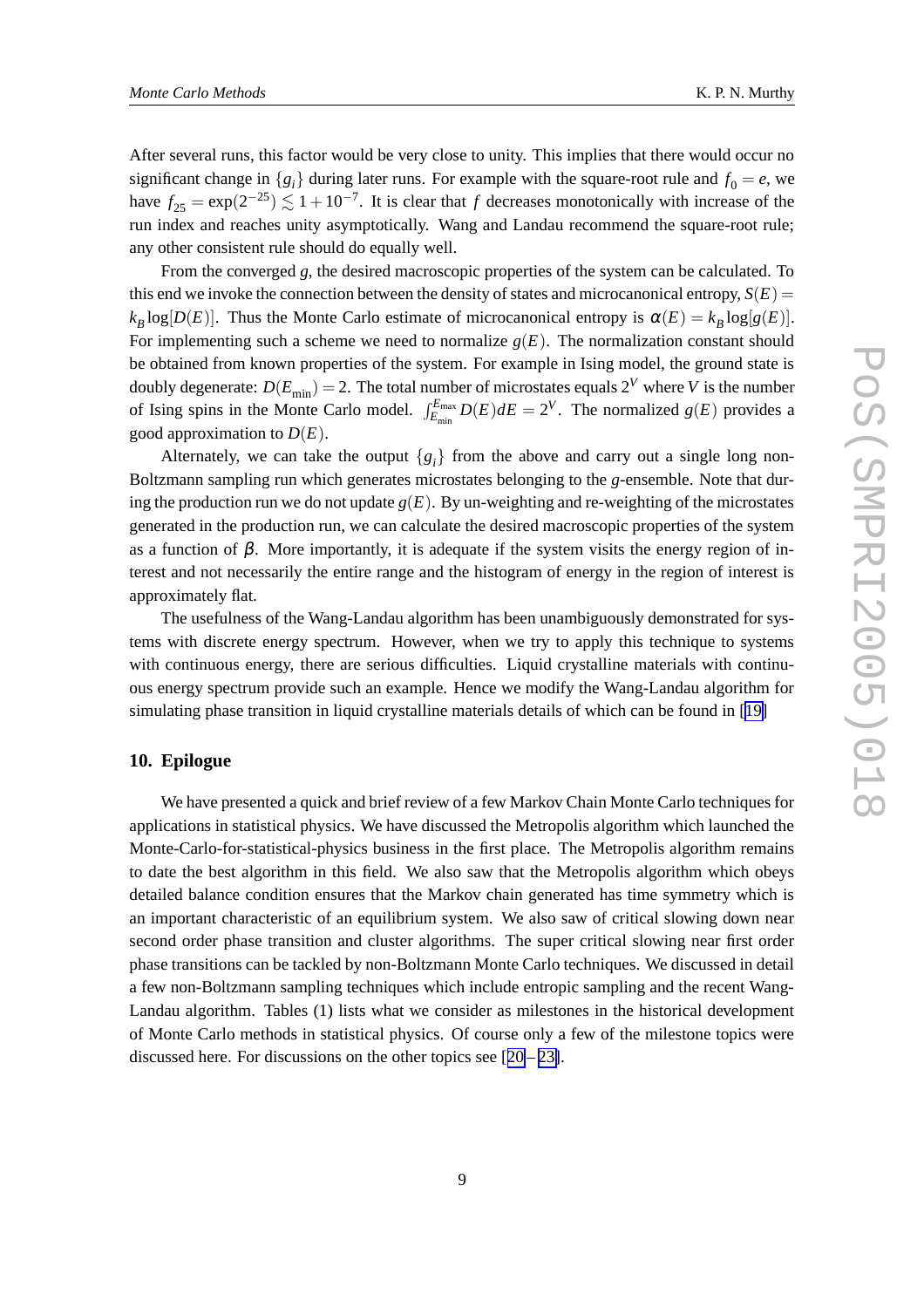After several runs, this factor would be very close to unity. This implies that there would occur no significant change in $\{g_i\}$ during later runs. For example with the square-root rule and $f_0 = e$, we have $f_{25} = \exp(2^{-25}) \lesssim 1 + 10^{-7}$. It is clear that $f$ decreases monotonically with increase of the run index and reaches unity asymptotically. Wang and Landau recommend the square-root rule; any other consistent rule should do equally well.

From the converged $g$, the desired macroscopic properties of the system can be calculated. To this end we invoke the connection between the density of states and microcanonical entropy, $S(E) = k_B \log[D(E)]$. Thus the Monte Carlo estimate of microcanonical entropy is $\alpha(E) = k_B \log[g(E)]$. For implementing such a scheme we need to normalize $g(E)$. The normalization constant should be obtained from known properties of the system. For example in Ising model, the ground state is doubly degenerate: $D(E_{\text{min}}) = 2$. The total number of microstates equals $2^V$ where $V$ is the number of Ising spins in the Monte Carlo model. $\int_{E_{\text{min}}}^{E_{\text{max}}} D(E)dE = 2^V$. The normalized $g(E)$ provides a good approximation to $D(E)$.

Alternately, we can take the output $\{g_i\}$ from the above and carry out a single long non-Boltzmann sampling run which generates microstates belonging to the $g$-ensemble. Note that during the production run we do not update $g(E)$. By un-weighting and re-weighting of the microstates generated in the production run, we can calculate the desired macroscopic properties of the system as a function of $\beta$. More importantly, it is adequate if the system visits the energy region of interest and not necessarily the entire range and the histogram of energy in the region of interest is approximately flat.

The usefulness of the Wang-Landau algorithm has been unambiguously demonstrated for systems with discrete energy spectrum. However, when we try to apply this technique to systems with continuous energy, there are serious difficulties. Liquid crystalline materials with continuous energy spectrum provide such an example. Hence we modify the Wang-Landau algorithm for simulating phase transition in liquid crystalline materials details of which can be found in [19]

## 10. Epilogue

We have presented a quick and brief review of a few Markov Chain Monte Carlo techniques for applications in statistical physics. We have discussed the Metropolis algorithm which launched the Monte-Carlo-for-statistical-physics business in the first place. The Metropolis algorithm remains to date the best algorithm in this field. We also saw that the Metropolis algorithm which obeys detailed balance condition ensures that the Markov chain generated has time symmetry which is an important characteristic of an equilibrium system. We also saw of critical slowing down near second order phase transition and cluster algorithms. The super critical slowing near first order phase transitions can be tackled by non-Boltzmann Monte Carlo techniques. We discussed in detail a few non-Boltzmann sampling techniques which include entropic sampling and the recent Wang-Landau algorithm. Tables (1) lists what we consider as milestones in the historical development of Monte Carlo methods in statistical physics. Of course only a few of the milestone topics were discussed here. For discussions on the other topics see [20–23].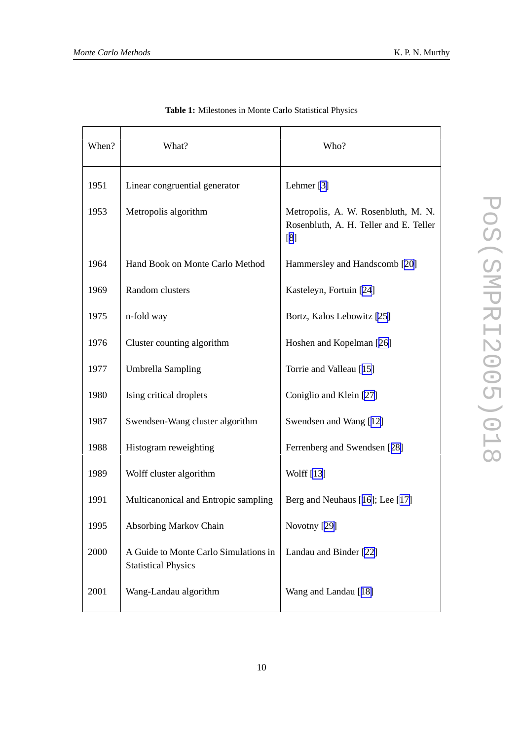**Table 1:** Milestones in Monte Carlo Statistical Physics

| When? | What? | Who? |
|---|---|---|
| 1951 | Linear congruential generator | Lehmer [3] |
| 1953 | Metropolis algorithm | Metropolis, A. W. Rosenbluth, M. N. Rosenbluth, A. H. Teller and E. Teller [8] |
| 1964 | Hand Book on Monte Carlo Method | Hammersley and Handscomb [20] |
| 1969 | Random clusters | Kasteleyn, Fortuin [24] |
| 1975 | n-fold way | Bortz, Kalos Lebowitz [25] |
| 1976 | Cluster counting algorithm | Hoshen and Kopelman [26] |
| 1977 | Umbrella Sampling | Torrie and Valleau [15] |
| 1980 | Ising critical droplets | Coniglio and Klein [27] |
| 1987 | Swendsen-Wang cluster algorithm | Swendsen and Wang [12] |
| 1988 | Histogram reweighting | Ferrenberg and Swendsen [28] |
| 1989 | Wolff cluster algorithm | Wolff [13] |
| 1991 | Multicanonical and Entropic sampling | Berg and Neuhaus [16]; Lee [17] |
| 1995 | Absorbing Markov Chain | Novotny [29] |
| 2000 | A Guide to Monte Carlo Simulations in Statistical Physics | Landau and Binder [22] |
| 2001 | Wang-Landau algorithm | Wang and Landau [18] |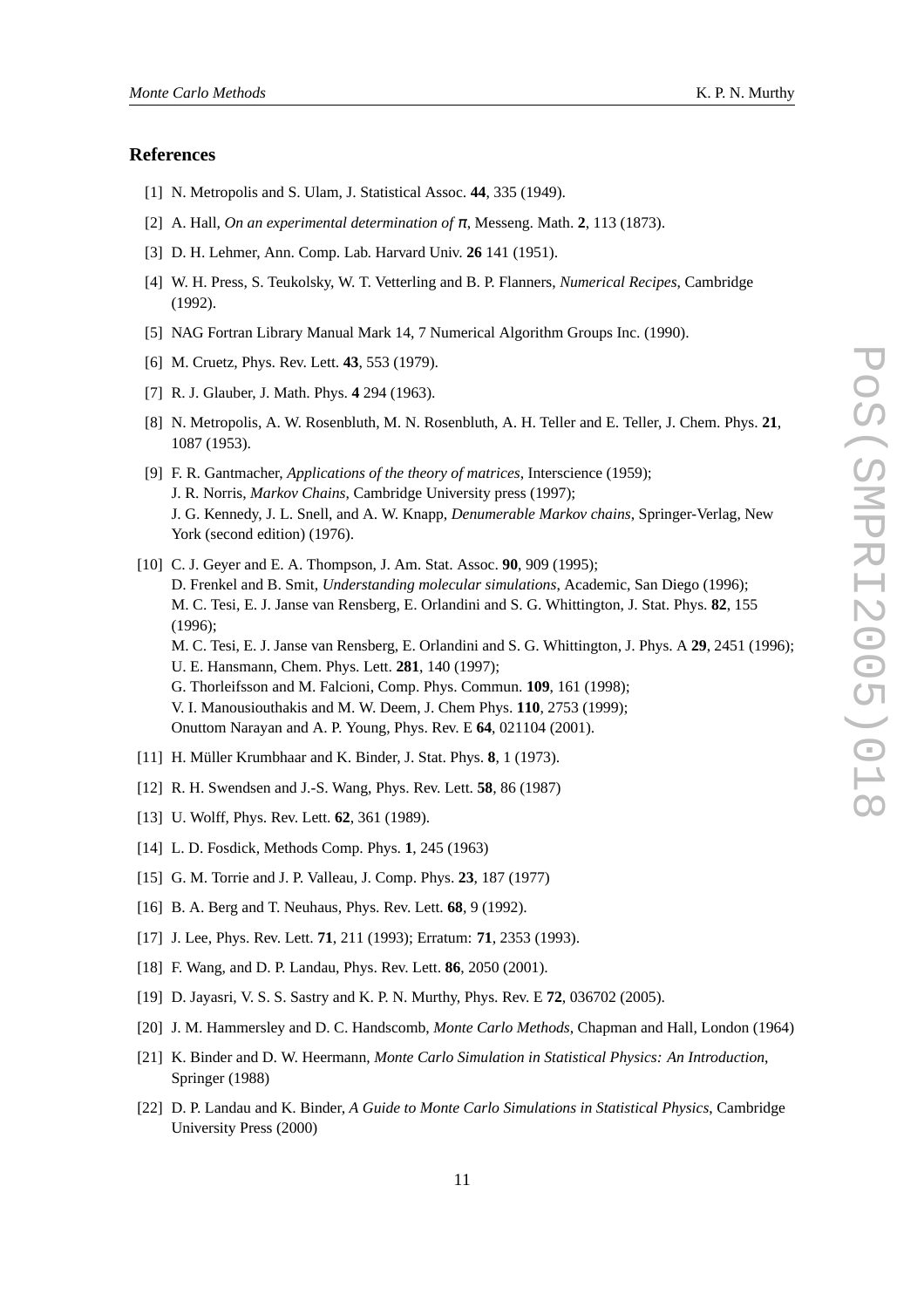## References

[1] N. Metropolis and S. Ulam, J. Statistical Assoc. **44**, 335 (1949).

[2] A. Hall, *On an experimental determination of $\pi$*, Messeng. Math. **2**, 113 (1873).

[3] D. H. Lehmer, Ann. Comp. Lab. Harvard Univ. **26** 141 (1951).

[4] W. H. Press, S. Teukolsky, W. T. Vetterling and B. P. Flanners, *Numerical Recipes*, Cambridge (1992).

[5] NAG Fortran Library Manual Mark 14, 7 Numerical Algorithm Groups Inc. (1990).

[6] M. Cruetz, Phys. Rev. Lett. **43**, 553 (1979).

[7] R. J. Glauber, J. Math. Phys. **4** 294 (1963).

[8] N. Metropolis, A. W. Rosenbluth, M. N. Rosenbluth, A. H. Teller and E. Teller, J. Chem. Phys. **21**, 1087 (1953).

[9] F. R. Gantmacher, *Applications of the theory of matrices*, Interscience (1959);
J. R. Norris, *Markov Chains*, Cambridge University press (1997);
J. G. Kennedy, J. L. Snell, and A. W. Knapp, *Denumerable Markov chains*, Springer-Verlag, New York (second edition) (1976).

[10] C. J. Geyer and E. A. Thompson, J. Am. Stat. Assoc. **90**, 909 (1995);
D. Frenkel and B. Smit, *Understanding molecular simulations*, Academic, San Diego (1996);
M. C. Tesi, E. J. Janse van Rensberg, E. Orlandini and S. G. Whittington, J. Stat. Phys. **82**, 155 (1996);
M. C. Tesi, E. J. Janse van Rensberg, E. Orlandini and S. G. Whittington, J. Phys. A **29**, 2451 (1996);
U. E. Hansmann, Chem. Phys. Lett. **281**, 140 (1997);
G. Thorleifsson and M. Falcioni, Comp. Phys. Commun. **109**, 161 (1998);
V. I. Manousiouthakis and M. W. Deem, J. Chem Phys. **110**, 2753 (1999);
Onuttom Narayan and A. P. Young, Phys. Rev. E **64**, 021104 (2001).

[11] H. Müller Krumbhaar and K. Binder, J. Stat. Phys. **8**, 1 (1973).

[12] R. H. Swendsen and J.-S. Wang, Phys. Rev. Lett. **58**, 86 (1987)

[13] U. Wolff, Phys. Rev. Lett. **62**, 361 (1989).

[14] L. D. Fosdick, Methods Comp. Phys. **1**, 245 (1963)

[15] G. M. Torrie and J. P. Valleau, J. Comp. Phys. **23**, 187 (1977)

[16] B. A. Berg and T. Neuhaus, Phys. Rev. Lett. **68**, 9 (1992).

[17] J. Lee, Phys. Rev. Lett. **71**, 211 (1993); Erratum: **71**, 2353 (1993).

[18] F. Wang, and D. P. Landau, Phys. Rev. Lett. **86**, 2050 (2001).

[19] D. Jayasri, V. S. S. Sastry and K. P. N. Murthy, Phys. Rev. E **72**, 036702 (2005).

[20] J. M. Hammersley and D. C. Handscomb, *Monte Carlo Methods*, Chapman and Hall, London (1964)

[21] K. Binder and D. W. Heermann, *Monte Carlo Simulation in Statistical Physics: An Introduction*, Springer (1988)

[22] D. P. Landau and K. Binder, *A Guide to Monte Carlo Simulations in Statistical Physics*, Cambridge University Press (2000)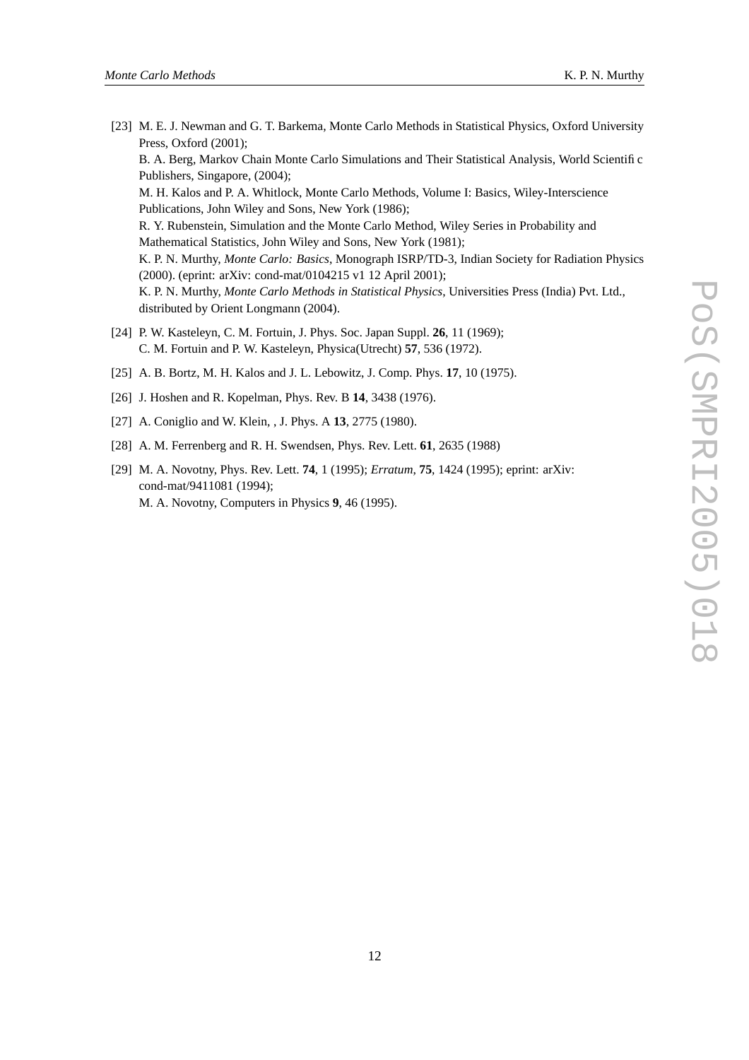[23] M. E. J. Newman and G. T. Barkema, Monte Carlo Methods in Statistical Physics, Oxford University Press, Oxford (2001);
B. A. Berg, Markov Chain Monte Carlo Simulations and Their Statistical Analysis, World Scientific Publishers, Singapore, (2004);
M. H. Kalos and P. A. Whitlock, Monte Carlo Methods, Volume I: Basics, Wiley-Interscience Publications, John Wiley and Sons, New York (1986);
R. Y. Rubenstein, Simulation and the Monte Carlo Method, Wiley Series in Probability and Mathematical Statistics, John Wiley and Sons, New York (1981);
K. P. N. Murthy, *Monte Carlo: Basics*, Monograph ISRP/TD-3, Indian Society for Radiation Physics (2000). (eprint: arXiv: cond-mat/0104215 v1 12 April 2001);
K. P. N. Murthy, *Monte Carlo Methods in Statistical Physics*, Universities Press (India) Pvt. Ltd., distributed by Orient Longmann (2004).

[24] P. W. Kasteleyn, C. M. Fortuin, J. Phys. Soc. Japan Suppl. **26**, 11 (1969);
C. M. Fortuin and P. W. Kasteleyn, Physica(Utrecht) **57**, 536 (1972).

[25] A. B. Bortz, M. H. Kalos and J. L. Lebowitz, J. Comp. Phys. **17**, 10 (1975).

[26] J. Hoshen and R. Kopelman, Phys. Rev. B **14**, 3438 (1976).

[27] A. Coniglio and W. Klein, , J. Phys. A **13**, 2775 (1980).

[28] A. M. Ferrenberg and R. H. Swendsen, Phys. Rev. Lett. **61**, 2635 (1988)

[29] M. A. Novotny, Phys. Rev. Lett. **74**, 1 (1995); *Erratum*, **75**, 1424 (1995); eprint: arXiv: cond-mat/9411081 (1994);
M. A. Novotny, Computers in Physics **9**, 46 (1995).